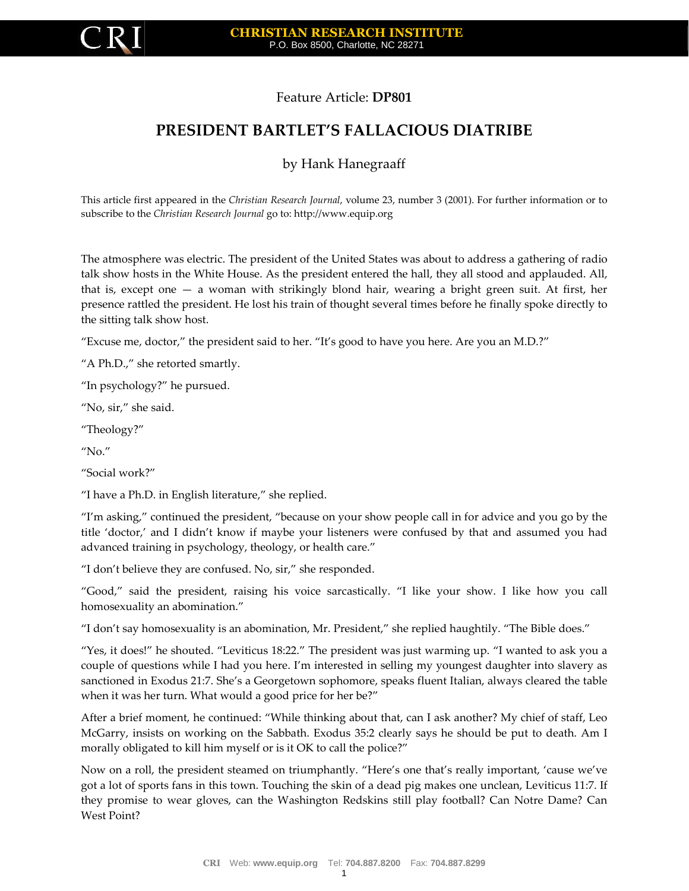Feature Article: **DP801**

# PRESIDENT BARTLET'S FALLACIOUS DIATRIBE

by Hank Hanegraaff

This article first appeared in the *Christian Research Journal*, volume 23, number 3 (2001). For further information or to subscribe to the *Christian Research Journal* go to: http://www.equip.org

The atmosphere was electric. The president of the United States was about to address a gathering of radio talk show hosts in the White House. As the president entered the hall, they all stood and applauded. All, that is, except one — a woman with strikingly blond hair, wearing a bright green suit. At first, her presence rattled the president. He lost his train of thought several times before he finally spoke directly to the sitting talk show host.

"Excuse me, doctor," the president said to her. "It's good to have you here. Are you an M.D.?"

"A Ph.D.," she retorted smartly.

"In psychology?" he pursued.

"No, sir," she said.

"Theology?"

"No."

"Social work?"

"I have a Ph.D. in English literature," she replied.

"I'm asking," continued the president, "because on your show people call in for advice and you go by the title 'doctor,' and I didn't know if maybe your listeners were confused by that and assumed you had advanced training in psychology, theology, or health care."

"I don't believe they are confused. No, sir," she responded.

"Good," said the president, raising his voice sarcastically. "I like your show. I like how you call homosexuality an abomination."

"I don't say homosexuality is an abomination, Mr. President," she replied haughtily. "The Bible does."

"Yes, it does!" he shouted. "Leviticus 18:22." The president was just warming up. "I wanted to ask you a couple of questions while I had you here. I'm interested in selling my youngest daughter into slavery as sanctioned in Exodus 21:7. She's a Georgetown sophomore, speaks fluent Italian, always cleared the table when it was her turn. What would a good price for her be?"

After a brief moment, he continued: "While thinking about that, can I ask another? My chief of staff, Leo McGarry, insists on working on the Sabbath. Exodus 35:2 clearly says he should be put to death. Am I morally obligated to kill him myself or is it OK to call the police?"

Now on a roll, the president steamed on triumphantly. "Here's one that's really important, 'cause we've got a lot of sports fans in this town. Touching the skin of a dead pig makes one unclean, Leviticus 11:7. If they promise to wear gloves, can the Washington Redskins still play football? Can Notre Dame? Can West Point?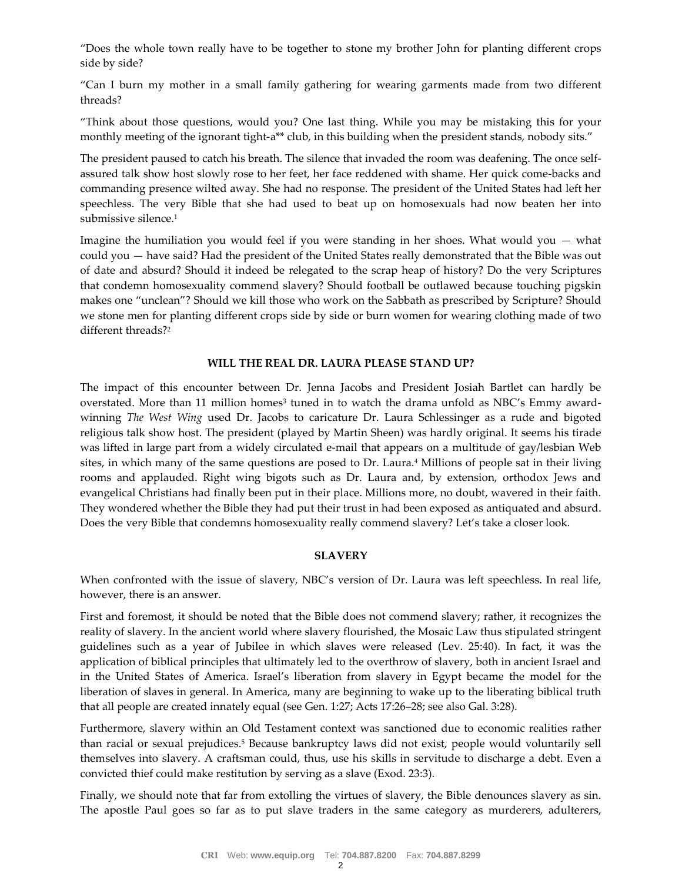"Does the whole town really have to be together to stone my brother John for planting different crops side by side?

"Can I burn my mother in a small family gathering for wearing garments made from two different threads?

"Think about those questions, would you? One last thing. While you may be mistaking this for your monthly meeting of the ignorant tight-a** club, in this building when the president stands, nobody sits."

The president paused to catch his breath. The silence that invaded the room was deafening. The once self-assured talk show host slowly rose to her feet, her face reddened with shame. Her quick come-backs and commanding presence wilted away. She had no response. The president of the United States had left her speechless. The very Bible that she had used to beat up on homosexuals had now beaten her into submissive silence.[1]

Imagine the humiliation you would feel if you were standing in her shoes. What would you — what could you — have said? Had the president of the United States really demonstrated that the Bible was out of date and absurd? Should it indeed be relegated to the scrap heap of history? Do the very Scriptures that condemn homosexuality commend slavery? Should football be outlawed because touching pigskin makes one "unclean"? Should we kill those who work on the Sabbath as prescribed by Scripture? Should we stone men for planting different crops side by side or burn women for wearing clothing made of two different threads?[2]

## WILL THE REAL DR. LAURA PLEASE STAND UP?

The impact of this encounter between Dr. Jenna Jacobs and President Josiah Bartlet can hardly be overstated. More than 11 million homes[3] tuned in to watch the drama unfold as NBC's Emmy award-winning *The West Wing* used Dr. Jacobs to caricature Dr. Laura Schlessinger as a rude and bigoted religious talk show host. The president (played by Martin Sheen) was hardly original. It seems his tirade was lifted in large part from a widely circulated e-mail that appears on a multitude of gay/lesbian Web sites, in which many of the same questions are posed to Dr. Laura.[4] Millions of people sat in their living rooms and applauded. Right wing bigots such as Dr. Laura and, by extension, orthodox Jews and evangelical Christians had finally been put in their place. Millions more, no doubt, wavered in their faith. They wondered whether the Bible they had put their trust in had been exposed as antiquated and absurd. Does the very Bible that condemns homosexuality really commend slavery? Let's take a closer look.

## SLAVERY

When confronted with the issue of slavery, NBC's version of Dr. Laura was left speechless. In real life, however, there is an answer.

First and foremost, it should be noted that the Bible does not commend slavery; rather, it recognizes the reality of slavery. In the ancient world where slavery flourished, the Mosaic Law thus stipulated stringent guidelines such as a year of Jubilee in which slaves were released (Lev. 25:40). In fact, it was the application of biblical principles that ultimately led to the overthrow of slavery, both in ancient Israel and in the United States of America. Israel's liberation from slavery in Egypt became the model for the liberation of slaves in general. In America, many are beginning to wake up to the liberating biblical truth that all people are created innately equal (see Gen. 1:27; Acts 17:26–28; see also Gal. 3:28).

Furthermore, slavery within an Old Testament context was sanctioned due to economic realities rather than racial or sexual prejudices.[5] Because bankruptcy laws did not exist, people would voluntarily sell themselves into slavery. A craftsman could, thus, use his skills in servitude to discharge a debt. Even a convicted thief could make restitution by serving as a slave (Exod. 23:3).

Finally, we should note that far from extolling the virtues of slavery, the Bible denounces slavery as sin. The apostle Paul goes so far as to put slave traders in the same category as murderers, adulterers,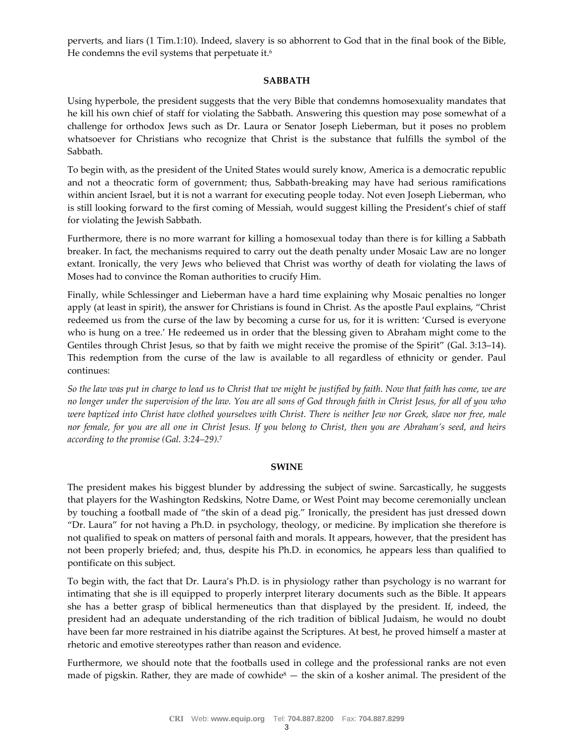perverts, and liars (1 Tim.1:10). Indeed, slavery is so abhorrent to God that in the final book of the Bible, He condemns the evil systems that perpetuate it.[6]

## SABBATH

Using hyperbole, the president suggests that the very Bible that condemns homosexuality mandates that he kill his own chief of staff for violating the Sabbath. Answering this question may pose somewhat of a challenge for orthodox Jews such as Dr. Laura or Senator Joseph Lieberman, but it poses no problem whatsoever for Christians who recognize that Christ is the substance that fulfills the symbol of the Sabbath.

To begin with, as the president of the United States would surely know, America is a democratic republic and not a theocratic form of government; thus, Sabbath-breaking may have had serious ramifications within ancient Israel, but it is not a warrant for executing people today. Not even Joseph Lieberman, who is still looking forward to the first coming of Messiah, would suggest killing the President's chief of staff for violating the Jewish Sabbath.

Furthermore, there is no more warrant for killing a homosexual today than there is for killing a Sabbath breaker. In fact, the mechanisms required to carry out the death penalty under Mosaic Law are no longer extant. Ironically, the very Jews who believed that Christ was worthy of death for violating the laws of Moses had to convince the Roman authorities to crucify Him.

Finally, while Schlessinger and Lieberman have a hard time explaining why Mosaic penalties no longer apply (at least in spirit), the answer for Christians is found in Christ. As the apostle Paul explains, "Christ redeemed us from the curse of the law by becoming a curse for us, for it is written: 'Cursed is everyone who is hung on a tree.' He redeemed us in order that the blessing given to Abraham might come to the Gentiles through Christ Jesus, so that by faith we might receive the promise of the Spirit" (Gal. 3:13–14). This redemption from the curse of the law is available to all regardless of ethnicity or gender. Paul continues:

*So the law was put in charge to lead us to Christ that we might be justified by faith. Now that faith has come, we are no longer under the supervision of the law. You are all sons of God through faith in Christ Jesus, for all of you who were baptized into Christ have clothed yourselves with Christ. There is neither Jew nor Greek, slave nor free, male nor female, for you are all one in Christ Jesus. If you belong to Christ, then you are Abraham's seed, and heirs according to the promise (Gal. 3:24–29).*[7]

## SWINE

The president makes his biggest blunder by addressing the subject of swine. Sarcastically, he suggests that players for the Washington Redskins, Notre Dame, or West Point may become ceremonially unclean by touching a football made of "the skin of a dead pig." Ironically, the president has just dressed down "Dr. Laura" for not having a Ph.D. in psychology, theology, or medicine. By implication she therefore is not qualified to speak on matters of personal faith and morals. It appears, however, that the president has not been properly briefed; and, thus, despite his Ph.D. in economics, he appears less than qualified to pontificate on this subject.

To begin with, the fact that Dr. Laura's Ph.D. is in physiology rather than psychology is no warrant for intimating that she is ill equipped to properly interpret literary documents such as the Bible. It appears she has a better grasp of biblical hermeneutics than that displayed by the president. If, indeed, the president had an adequate understanding of the rich tradition of biblical Judaism, he would no doubt have been far more restrained in his diatribe against the Scriptures. At best, he proved himself a master at rhetoric and emotive stereotypes rather than reason and evidence.

Furthermore, we should note that the footballs used in college and the professional ranks are not even made of pigskin. Rather, they are made of cowhide[8] — the skin of a kosher animal. The president of the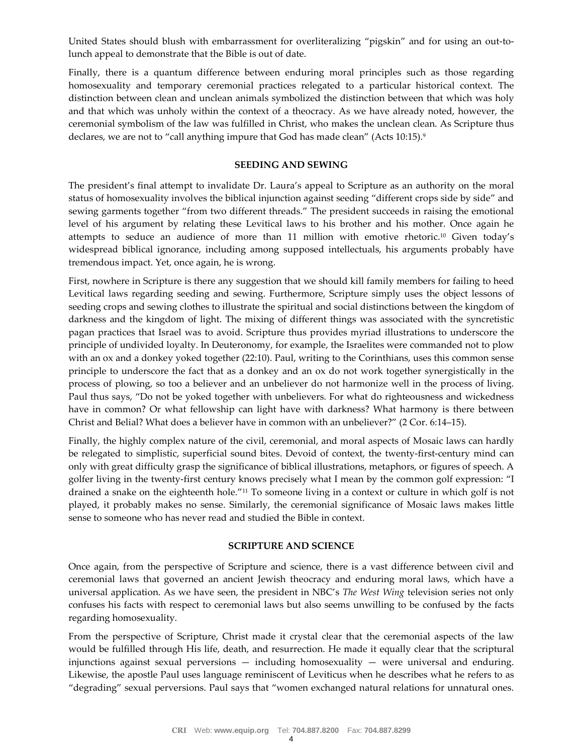United States should blush with embarrassment for overliteralizing "pigskin" and for using an out-to-lunch appeal to demonstrate that the Bible is out of date.

Finally, there is a quantum difference between enduring moral principles such as those regarding homosexuality and temporary ceremonial practices relegated to a particular historical context. The distinction between clean and unclean animals symbolized the distinction between that which was holy and that which was unholy within the context of a theocracy. As we have already noted, however, the ceremonial symbolism of the law was fulfilled in Christ, who makes the unclean clean. As Scripture thus declares, we are not to "call anything impure that God has made clean" (Acts 10:15).[9]

## SEEDING AND SEWING

The president's final attempt to invalidate Dr. Laura's appeal to Scripture as an authority on the moral status of homosexuality involves the biblical injunction against seeding "different crops side by side" and sewing garments together "from two different threads." The president succeeds in raising the emotional level of his argument by relating these Levitical laws to his brother and his mother. Once again he attempts to seduce an audience of more than 11 million with emotive rhetoric.[10] Given today's widespread biblical ignorance, including among supposed intellectuals, his arguments probably have tremendous impact. Yet, once again, he is wrong.

First, nowhere in Scripture is there any suggestion that we should kill family members for failing to heed Levitical laws regarding seeding and sewing. Furthermore, Scripture simply uses the object lessons of seeding crops and sewing clothes to illustrate the spiritual and social distinctions between the kingdom of darkness and the kingdom of light. The mixing of different things was associated with the syncretistic pagan practices that Israel was to avoid. Scripture thus provides myriad illustrations to underscore the principle of undivided loyalty. In Deuteronomy, for example, the Israelites were commanded not to plow with an ox and a donkey yoked together (22:10). Paul, writing to the Corinthians, uses this common sense principle to underscore the fact that as a donkey and an ox do not work together synergistically in the process of plowing, so too a believer and an unbeliever do not harmonize well in the process of living. Paul thus says, "Do not be yoked together with unbelievers. For what do righteousness and wickedness have in common? Or what fellowship can light have with darkness? What harmony is there between Christ and Belial? What does a believer have in common with an unbeliever?" (2 Cor. 6:14–15).

Finally, the highly complex nature of the civil, ceremonial, and moral aspects of Mosaic laws can hardly be relegated to simplistic, superficial sound bites. Devoid of context, the twenty-first-century mind can only with great difficulty grasp the significance of biblical illustrations, metaphors, or figures of speech. A golfer living in the twenty-first century knows precisely what I mean by the common golf expression: "I drained a snake on the eighteenth hole."[11] To someone living in a context or culture in which golf is not played, it probably makes no sense. Similarly, the ceremonial significance of Mosaic laws makes little sense to someone who has never read and studied the Bible in context.

## SCRIPTURE AND SCIENCE

Once again, from the perspective of Scripture and science, there is a vast difference between civil and ceremonial laws that governed an ancient Jewish theocracy and enduring moral laws, which have a universal application. As we have seen, the president in NBC's *The West Wing* television series not only confuses his facts with respect to ceremonial laws but also seems unwilling to be confused by the facts regarding homosexuality.

From the perspective of Scripture, Christ made it crystal clear that the ceremonial aspects of the law would be fulfilled through His life, death, and resurrection. He made it equally clear that the scriptural injunctions against sexual perversions — including homosexuality — were universal and enduring. Likewise, the apostle Paul uses language reminiscent of Leviticus when he describes what he refers to as "degrading" sexual perversions. Paul says that "women exchanged natural relations for unnatural ones.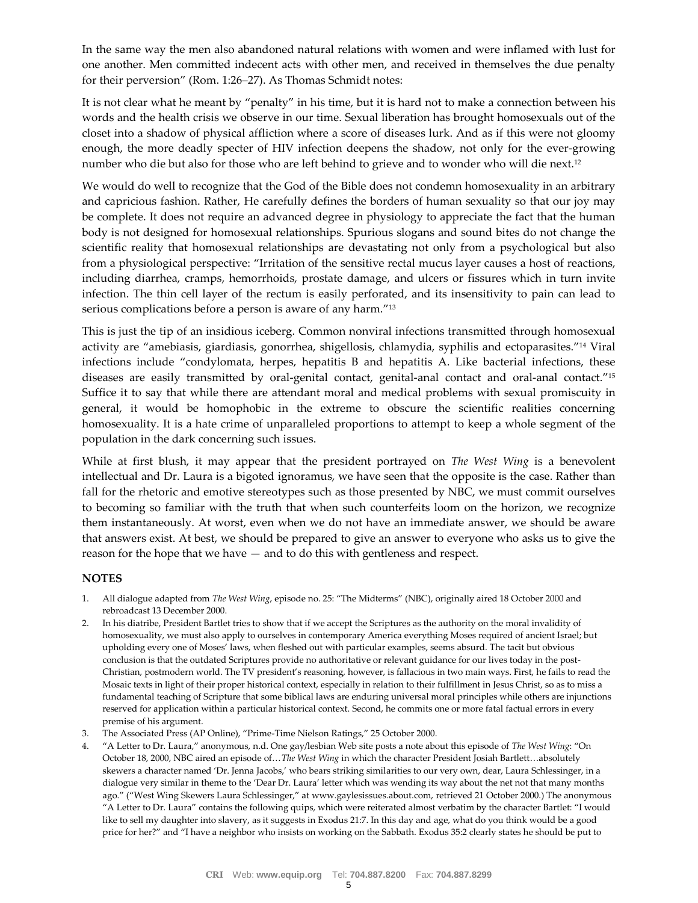In the same way the men also abandoned natural relations with women and were inflamed with lust for one another. Men committed indecent acts with other men, and received in themselves the due penalty for their perversion" (Rom. 1:26–27). As Thomas Schmidt notes:

It is not clear what he meant by "penalty" in his time, but it is hard not to make a connection between his words and the health crisis we observe in our time. Sexual liberation has brought homosexuals out of the closet into a shadow of physical affliction where a score of diseases lurk. And as if this were not gloomy enough, the more deadly specter of HIV infection deepens the shadow, not only for the ever-growing number who die but also for those who are left behind to grieve and to wonder who will die next.[12]

We would do well to recognize that the God of the Bible does not condemn homosexuality in an arbitrary and capricious fashion. Rather, He carefully defines the borders of human sexuality so that our joy may be complete. It does not require an advanced degree in physiology to appreciate the fact that the human body is not designed for homosexual relationships. Spurious slogans and sound bites do not change the scientific reality that homosexual relationships are devastating not only from a psychological but also from a physiological perspective: "Irritation of the sensitive rectal mucus layer causes a host of reactions, including diarrhea, cramps, hemorrhoids, prostate damage, and ulcers or fissures which in turn invite infection. The thin cell layer of the rectum is easily perforated, and its insensitivity to pain can lead to serious complications before a person is aware of any harm."[13]

This is just the tip of an insidious iceberg. Common nonviral infections transmitted through homosexual activity are "amebiasis, giardiasis, gonorrhea, shigellosis, chlamydia, syphilis and ectoparasites."[14] Viral infections include "condylomata, herpes, hepatitis B and hepatitis A. Like bacterial infections, these diseases are easily transmitted by oral-genital contact, genital-anal contact and oral-anal contact."[15] Suffice it to say that while there are attendant moral and medical problems with sexual promiscuity in general, it would be homophobic in the extreme to obscure the scientific realities concerning homosexuality. It is a hate crime of unparalleled proportions to attempt to keep a whole segment of the population in the dark concerning such issues.

While at first blush, it may appear that the president portrayed on *The West Wing* is a benevolent intellectual and Dr. Laura is a bigoted ignoramus, we have seen that the opposite is the case. Rather than fall for the rhetoric and emotive stereotypes such as those presented by NBC, we must commit ourselves to becoming so familiar with the truth that when such counterfeits loom on the horizon, we recognize them instantaneously. At worst, even when we do not have an immediate answer, we should be aware that answers exist. At best, we should be prepared to give an answer to everyone who asks us to give the reason for the hope that we have — and to do this with gentleness and respect.

**NOTES**

1. All dialogue adapted from *The West Wing*, episode no. 25: "The Midterms" (NBC), originally aired 18 October 2000 and rebroadcast 13 December 2000.
2. In his diatribe, President Bartlet tries to show that if we accept the Scriptures as the authority on the moral invalidity of homosexuality, we must also apply to ourselves in contemporary America everything Moses required of ancient Israel; but upholding every one of Moses' laws, when fleshed out with particular examples, seems absurd. The tacit but obvious conclusion is that the outdated Scriptures provide no authoritative or relevant guidance for our lives today in the post-Christian, postmodern world. The TV president's reasoning, however, is fallacious in two main ways. First, he fails to read the Mosaic texts in light of their proper historical context, especially in relation to their fulfillment in Jesus Christ, so as to miss a fundamental teaching of Scripture that some biblical laws are enduring universal moral principles while others are injunctions reserved for application within a particular historical context. Second, he commits one or more fatal factual errors in every premise of his argument.
3. The Associated Press (AP Online), "Prime-Time Nielson Ratings," 25 October 2000.
4. "A Letter to Dr. Laura," anonymous, n.d. One gay/lesbian Web site posts a note about this episode of *The West Wing*: "On October 18, 2000, NBC aired an episode of…*The West Wing* in which the character President Josiah Bartlett…absolutely skewers a character named 'Dr. Jenna Jacobs,' who bears striking similarities to our very own, dear, Laura Schlessinger, in a dialogue very similar in theme to the 'Dear Dr. Laura' letter which was wending its way about the net not that many months ago." ("West Wing Skewers Laura Schlessinger," at www.gaylesissues.about.com, retrieved 21 October 2000.) The anonymous "A Letter to Dr. Laura" contains the following quips, which were reiterated almost verbatim by the character Bartlet: "I would like to sell my daughter into slavery, as it suggests in Exodus 21:7. In this day and age, what do you think would be a good price for her?" and "I have a neighbor who insists on working on the Sabbath. Exodus 35:2 clearly states he should be put to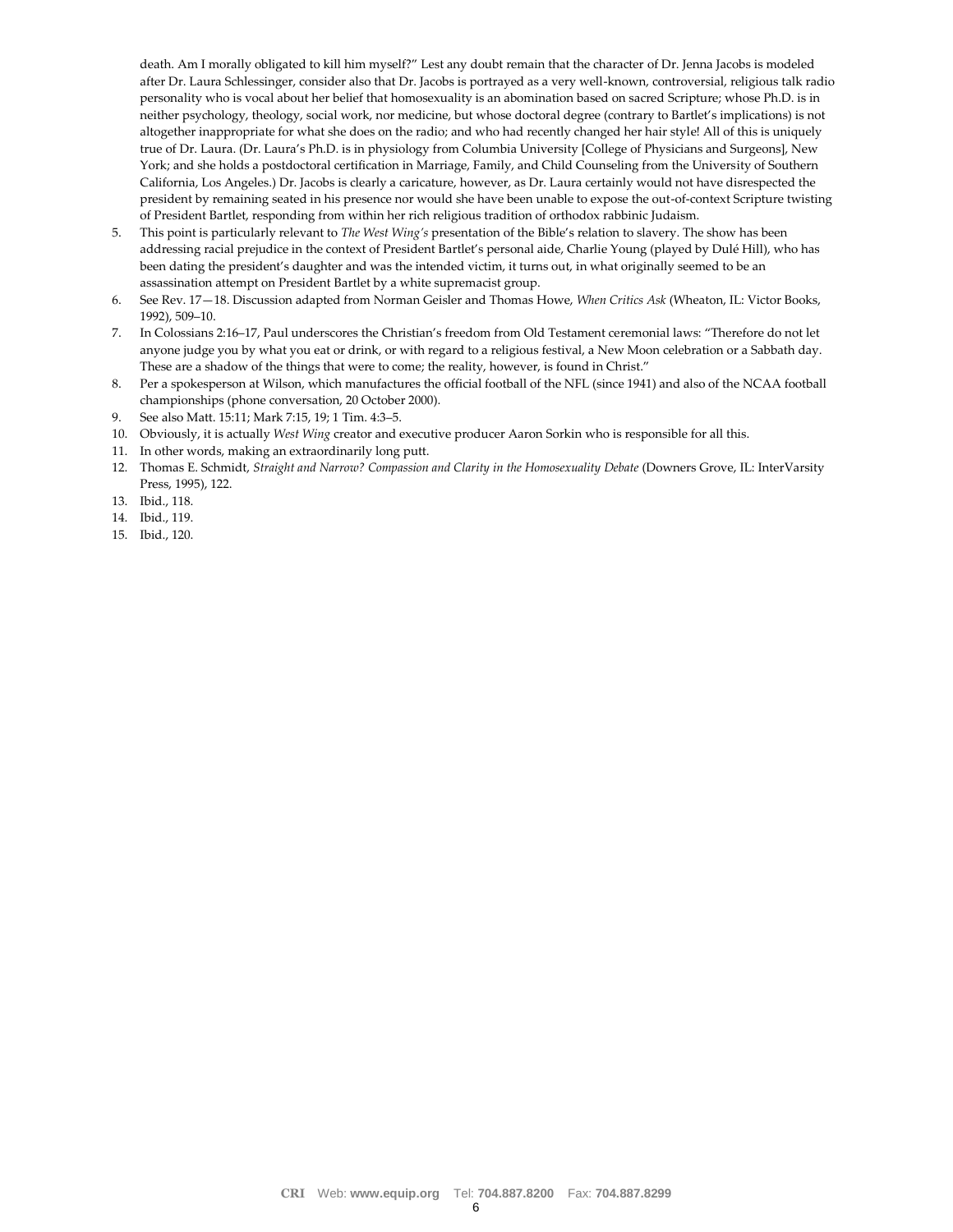death. Am I morally obligated to kill him myself?" Lest any doubt remain that the character of Dr. Jenna Jacobs is modeled after Dr. Laura Schlessinger, consider also that Dr. Jacobs is portrayed as a very well-known, controversial, religious talk radio personality who is vocal about her belief that homosexuality is an abomination based on sacred Scripture; whose Ph.D. is in neither psychology, theology, social work, nor medicine, but whose doctoral degree (contrary to Bartlet's implications) is not altogether inappropriate for what she does on the radio; and who had recently changed her hair style! All of this is uniquely true of Dr. Laura. (Dr. Laura's Ph.D. is in physiology from Columbia University [College of Physicians and Surgeons], New York; and she holds a postdoctoral certification in Marriage, Family, and Child Counseling from the University of Southern California, Los Angeles.) Dr. Jacobs is clearly a caricature, however, as Dr. Laura certainly would not have disrespected the president by remaining seated in his presence nor would she have been unable to expose the out-of-context Scripture twisting of President Bartlet, responding from within her rich religious tradition of orthodox rabbinic Judaism.

5. This point is particularly relevant to *The West Wing's* presentation of the Bible's relation to slavery. The show has been addressing racial prejudice in the context of President Bartlet's personal aide, Charlie Young (played by Dulé Hill), who has been dating the president's daughter and was the intended victim, it turns out, in what originally seemed to be an assassination attempt on President Bartlet by a white supremacist group.
6. See Rev. 17—18. Discussion adapted from Norman Geisler and Thomas Howe, *When Critics Ask* (Wheaton, IL: Victor Books, 1992), 509–10.
7. In Colossians 2:16–17, Paul underscores the Christian's freedom from Old Testament ceremonial laws: "Therefore do not let anyone judge you by what you eat or drink, or with regard to a religious festival, a New Moon celebration or a Sabbath day. These are a shadow of the things that were to come; the reality, however, is found in Christ."
8. Per a spokesperson at Wilson, which manufactures the official football of the NFL (since 1941) and also of the NCAA football championships (phone conversation, 20 October 2000).
9. See also Matt. 15:11; Mark 7:15, 19; 1 Tim. 4:3–5.
10. Obviously, it is actually *West Wing* creator and executive producer Aaron Sorkin who is responsible for all this.
11. In other words, making an extraordinarily long putt.
12. Thomas E. Schmidt, *Straight and Narrow? Compassion and Clarity in the Homosexuality Debate* (Downers Grove, IL: InterVarsity Press, 1995), 122.
13. Ibid., 118.
14. Ibid., 119.
15. Ibid., 120.